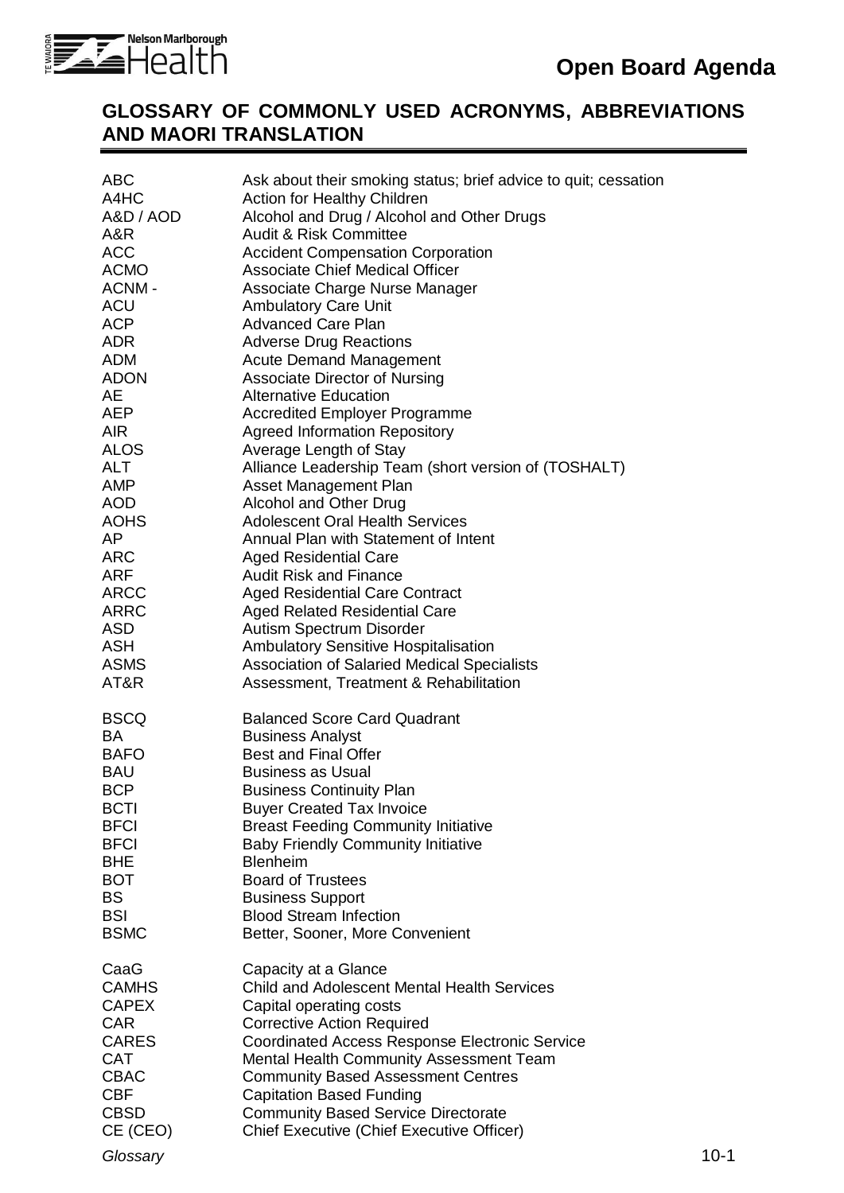## GLOSSARY OF COMMONLY USED ACRONYMS, ABBREVIATIONS AND MAORI TRANSLATION

| | |
|---|---|
| ABC | Ask about their smoking status; brief advice to quit; cessation |
| A4HC | Action for Healthy Children |
| A&D / AOD | Alcohol and Drug / Alcohol and Other Drugs |
| A&R | Audit & Risk Committee |
| ACC | Accident Compensation Corporation |
| ACMO | Associate Chief Medical Officer |
| ACNM - | Associate Charge Nurse Manager |
| ACU | Ambulatory Care Unit |
| ACP | Advanced Care Plan |
| ADR | Adverse Drug Reactions |
| ADM | Acute Demand Management |
| ADON | Associate Director of Nursing |
| AE | Alternative Education |
| AEP | Accredited Employer Programme |
| AIR | Agreed Information Repository |
| ALOS | Average Length of Stay |
| ALT | Alliance Leadership Team (short version of (TOSHALT) |
| AMP | Asset Management Plan |
| AOD | Alcohol and Other Drug |
| AOHS | Adolescent Oral Health Services |
| AP | Annual Plan with Statement of Intent |
| ARC | Aged Residential Care |
| ARF | Audit Risk and Finance |
| ARCC | Aged Residential Care Contract |
| ARRC | Aged Related Residential Care |
| ASD | Autism Spectrum Disorder |
| ASH | Ambulatory Sensitive Hospitalisation |
| ASMS | Association of Salaried Medical Specialists |
| AT&R | Assessment, Treatment & Rehabilitation |
| | |
| BSCQ | Balanced Score Card Quadrant |
| BA | Business Analyst |
| BAFO | Best and Final Offer |
| BAU | Business as Usual |
| BCP | Business Continuity Plan |
| BCTI | Buyer Created Tax Invoice |
| BFCI | Breast Feeding Community Initiative |
| BFCI | Baby Friendly Community Initiative |
| BHE | Blenheim |
| BOT | Board of Trustees |
| BS | Business Support |
| BSI | Blood Stream Infection |
| BSMC | Better, Sooner, More Convenient |
| | |
| CaaG | Capacity at a Glance |
| CAMHS | Child and Adolescent Mental Health Services |
| CAPEX | Capital operating costs |
| CAR | Corrective Action Required |
| CARES | Coordinated Access Response Electronic Service |
| CAT | Mental Health Community Assessment Team |
| CBAC | Community Based Assessment Centres |
| CBF | Capitation Based Funding |
| CBSD | Community Based Service Directorate |
| CE (CEO) | Chief Executive (Chief Executive Officer) |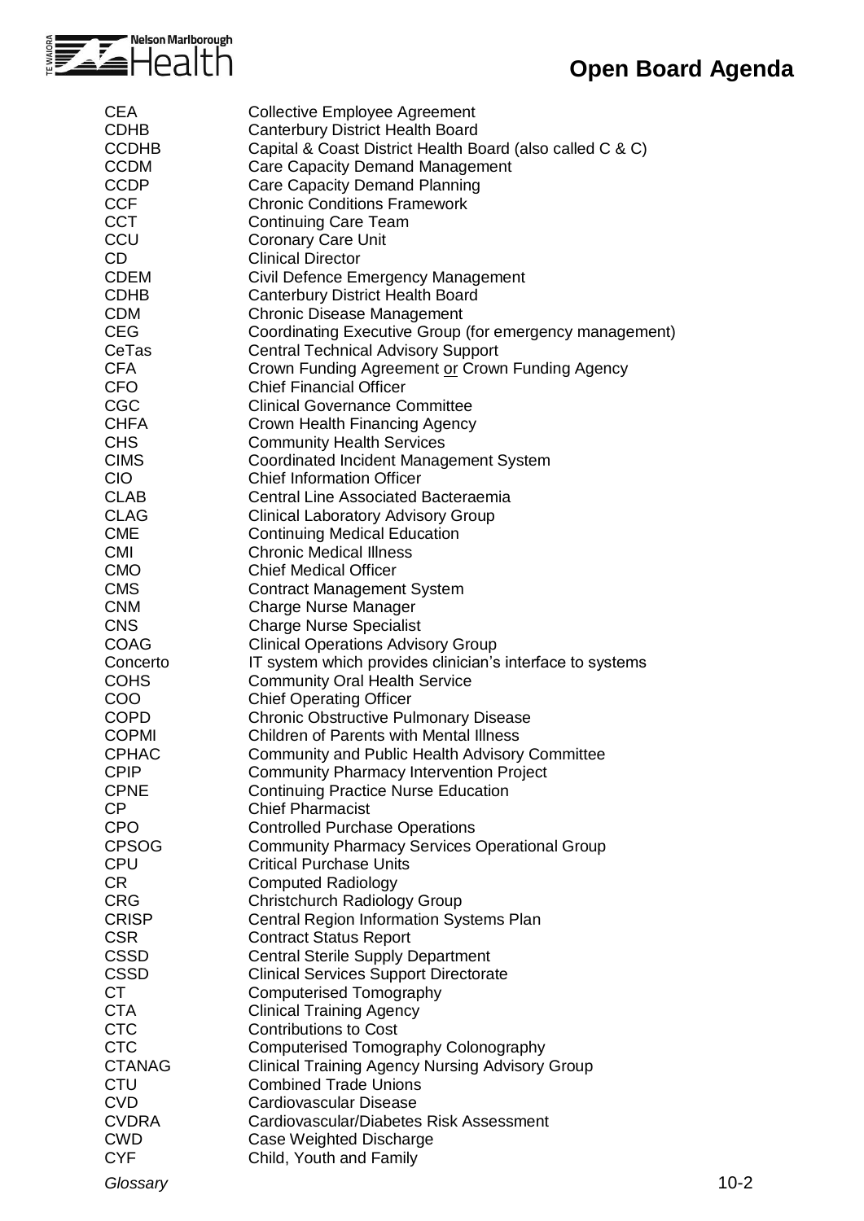| | |
|---|---|
| CEA | Collective Employee Agreement |
| CDHB | Canterbury District Health Board |
| CCDHB | Capital & Coast District Health Board (also called C & C) |
| CCDM | Care Capacity Demand Management |
| CCDP | Care Capacity Demand Planning |
| CCF | Chronic Conditions Framework |
| CCT | Continuing Care Team |
| CCU | Coronary Care Unit |
| CD | Clinical Director |
| CDEM | Civil Defence Emergency Management |
| CDHB | Canterbury District Health Board |
| CDM | Chronic Disease Management |
| CEG | Coordinating Executive Group (for emergency management) |
| CeTas | Central Technical Advisory Support |
| CFA | Crown Funding Agreement <u>or</u> Crown Funding Agency |
| CFO | Chief Financial Officer |
| CGC | Clinical Governance Committee |
| CHFA | Crown Health Financing Agency |
| CHS | Community Health Services |
| CIMS | Coordinated Incident Management System |
| CIO | Chief Information Officer |
| CLAB | Central Line Associated Bacteraemia |
| CLAG | Clinical Laboratory Advisory Group |
| CME | Continuing Medical Education |
| CMI | Chronic Medical Illness |
| CMO | Chief Medical Officer |
| CMS | Contract Management System |
| CNM | Charge Nurse Manager |
| CNS | Charge Nurse Specialist |
| COAG | Clinical Operations Advisory Group |
| Concerto | IT system which provides clinician's interface to systems |
| COHS | Community Oral Health Service |
| COO | Chief Operating Officer |
| COPD | Chronic Obstructive Pulmonary Disease |
| COPMI | Children of Parents with Mental Illness |
| CPHAC | Community and Public Health Advisory Committee |
| CPIP | Community Pharmacy Intervention Project |
| CPNE | Continuing Practice Nurse Education |
| CP | Chief Pharmacist |
| CPO | Controlled Purchase Operations |
| CPSOG | Community Pharmacy Services Operational Group |
| CPU | Critical Purchase Units |
| CR | Computed Radiology |
| CRG | Christchurch Radiology Group |
| CRISP | Central Region Information Systems Plan |
| CSR | Contract Status Report |
| CSSD | Central Sterile Supply Department |
| CSSD | Clinical Services Support Directorate |
| CT | Computerised Tomography |
| CTA | Clinical Training Agency |
| CTC | Contributions to Cost |
| CTC | Computerised Tomography Colonography |
| CTANAG | Clinical Training Agency Nursing Advisory Group |
| CTU | Combined Trade Unions |
| CVD | Cardiovascular Disease |
| CVDRA | Cardiovascular/Diabetes Risk Assessment |
| CWD | Case Weighted Discharge |
| CYF | Child, Youth and Family |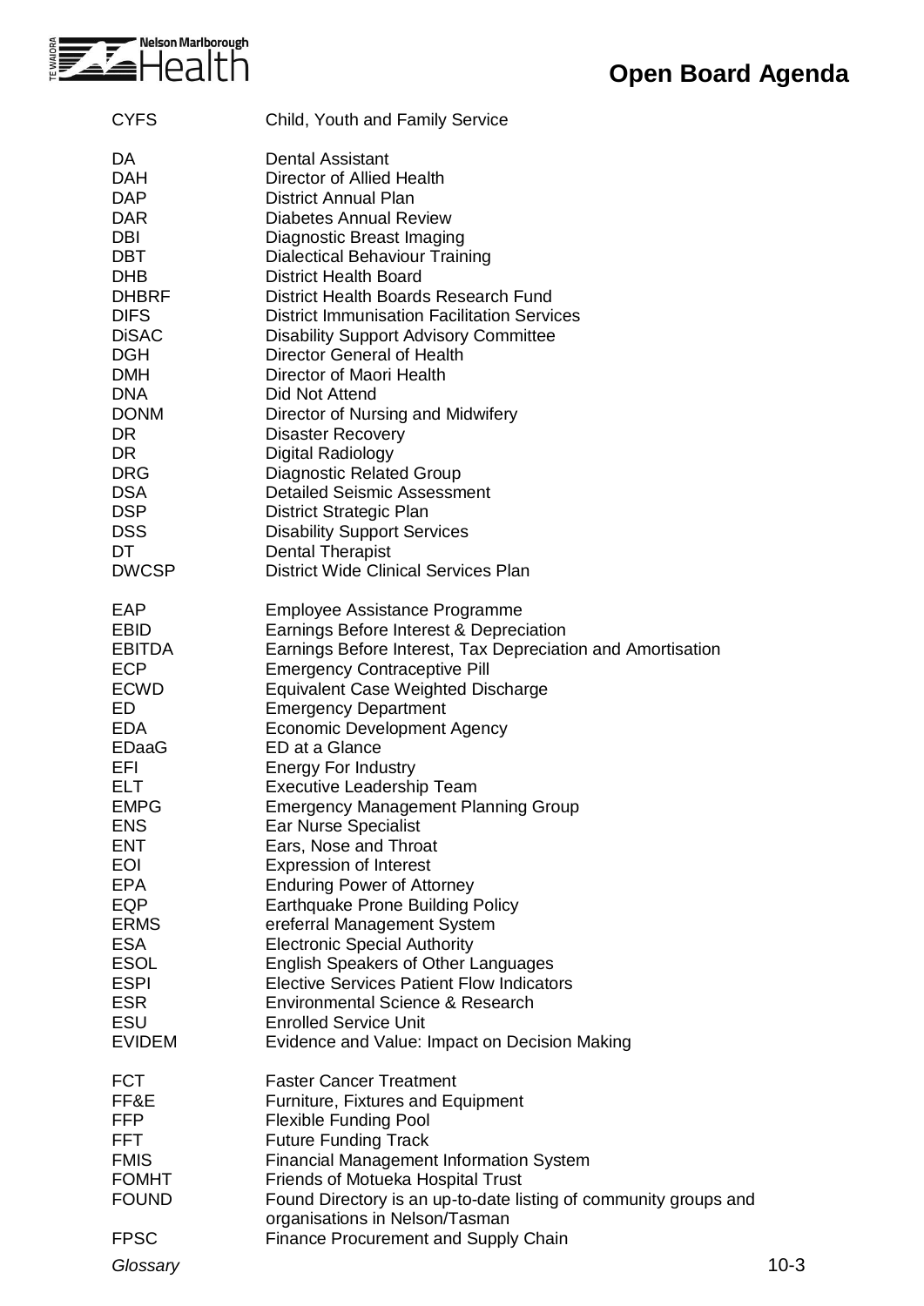| | |
|---|---|
| CYFS | Child, Youth and Family Service |
| DA | Dental Assistant |
| DAH | Director of Allied Health |
| DAP | District Annual Plan |
| DAR | Diabetes Annual Review |
| DBI | Diagnostic Breast Imaging |
| DBT | Dialectical Behaviour Training |
| DHB | District Health Board |
| DHBRF | District Health Boards Research Fund |
| DIFS | District Immunisation Facilitation Services |
| DiSAC | Disability Support Advisory Committee |
| DGH | Director General of Health |
| DMH | Director of Maori Health |
| DNA | Did Not Attend |
| DONM | Director of Nursing and Midwifery |
| DR | Disaster Recovery |
| DR | Digital Radiology |
| DRG | Diagnostic Related Group |
| DSA | Detailed Seismic Assessment |
| DSP | District Strategic Plan |
| DSS | Disability Support Services |
| DT | Dental Therapist |
| DWCSP | District Wide Clinical Services Plan |
| EAP | Employee Assistance Programme |
| EBID | Earnings Before Interest & Depreciation |
| EBITDA | Earnings Before Interest, Tax Depreciation and Amortisation |
| ECP | Emergency Contraceptive Pill |
| ECWD | Equivalent Case Weighted Discharge |
| ED | Emergency Department |
| EDA | Economic Development Agency |
| EDaaG | ED at a Glance |
| EFI | Energy For Industry |
| ELT | Executive Leadership Team |
| EMPG | Emergency Management Planning Group |
| ENS | Ear Nurse Specialist |
| ENT | Ears, Nose and Throat |
| EOI | Expression of Interest |
| EPA | Enduring Power of Attorney |
| EQP | Earthquake Prone Building Policy |
| ERMS | ereferral Management System |
| ESA | Electronic Special Authority |
| ESOL | English Speakers of Other Languages |
| ESPI | Elective Services Patient Flow Indicators |
| ESR | Environmental Science & Research |
| ESU | Enrolled Service Unit |
| EVIDEM | Evidence and Value: Impact on Decision Making |
| FCT | Faster Cancer Treatment |
| FF&E | Furniture, Fixtures and Equipment |
| FFP | Flexible Funding Pool |
| FFT | Future Funding Track |
| FMIS | Financial Management Information System |
| FOMHT | Friends of Motueka Hospital Trust |
| FOUND | Found Directory is an up-to-date listing of community groups and organisations in Nelson/Tasman |
| FPSC | Finance Procurement and Supply Chain |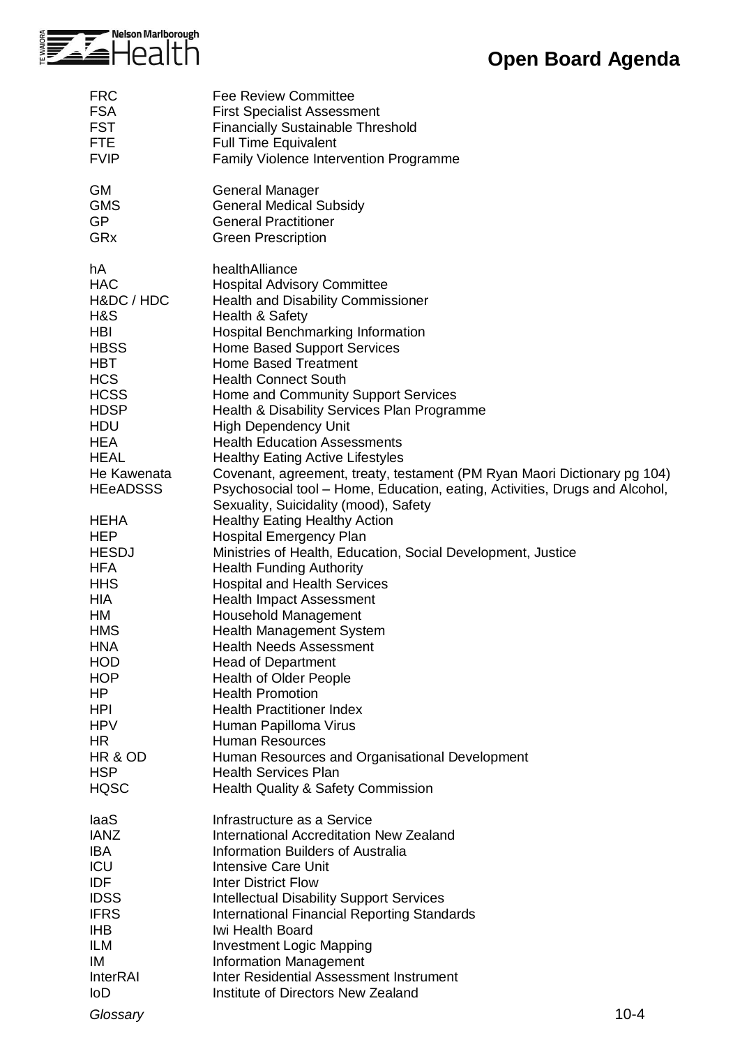| | |
|---|---|
| FRC | Fee Review Committee |
| FSA | First Specialist Assessment |
| FST | Financially Sustainable Threshold |
| FTE | Full Time Equivalent |
| FVIP | Family Violence Intervention Programme |
| | |
| GM | General Manager |
| GMS | General Medical Subsidy |
| GP | General Practitioner |
| GRx | Green Prescription |
| | |
| hA | healthAlliance |
| HAC | Hospital Advisory Committee |
| H&DC / HDC | Health and Disability Commissioner |
| H&S | Health & Safety |
| HBI | Hospital Benchmarking Information |
| HBSS | Home Based Support Services |
| HBT | Home Based Treatment |
| HCS | Health Connect South |
| HCSS | Home and Community Support Services |
| HDSP | Health & Disability Services Plan Programme |
| HDU | High Dependency Unit |
| HEA | Health Education Assessments |
| HEAL | Healthy Eating Active Lifestyles |
| He Kawenata | Covenant, agreement, treaty, testament (PM Ryan Maori Dictionary pg 104) |
| HEeADSSS | Psychosocial tool – Home, Education, eating, Activities, Drugs and Alcohol, Sexuality, Suicidality (mood), Safety |
| HEHA | Healthy Eating Healthy Action |
| HEP | Hospital Emergency Plan |
| HESDJ | Ministries of Health, Education, Social Development, Justice |
| HFA | Health Funding Authority |
| HHS | Hospital and Health Services |
| HIA | Health Impact Assessment |
| HM | Household Management |
| HMS | Health Management System |
| HNA | Health Needs Assessment |
| HOD | Head of Department |
| HOP | Health of Older People |
| HP | Health Promotion |
| HPI | Health Practitioner Index |
| HPV | Human Papilloma Virus |
| HR | Human Resources |
| HR & OD | Human Resources and Organisational Development |
| HSP | Health Services Plan |
| HQSC | Health Quality & Safety Commission |
| | |
| IaaS | Infrastructure as a Service |
| IANZ | International Accreditation New Zealand |
| IBA | Information Builders of Australia |
| ICU | Intensive Care Unit |
| IDF | Inter District Flow |
| IDSS | Intellectual Disability Support Services |
| IFRS | International Financial Reporting Standards |
| IHB | Iwi Health Board |
| ILM | Investment Logic Mapping |
| IM | Information Management |
| InterRAI | Inter Residential Assessment Instrument |
| IoD | Institute of Directors New Zealand |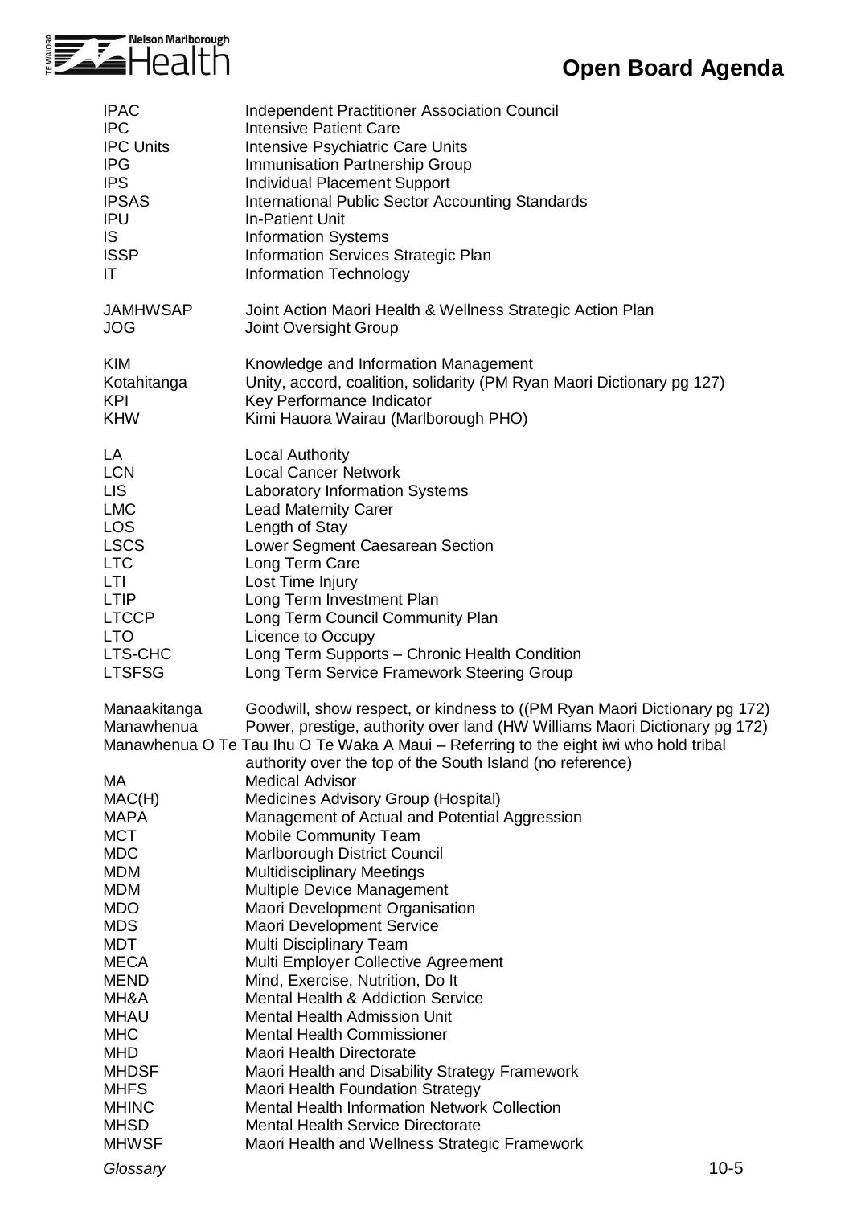| | |
|---|---|
| IPAC | Independent Practitioner Association Council |
| IPC | Intensive Patient Care |
| IPC Units | Intensive Psychiatric Care Units |
| IPG | Immunisation Partnership Group |
| IPS | Individual Placement Support |
| IPSAS | International Public Sector Accounting Standards |
| IPU | In-Patient Unit |
| IS | Information Systems |
| ISSP | Information Services Strategic Plan |
| IT | Information Technology |
| | |
| JAMHWSAP | Joint Action Maori Health & Wellness Strategic Action Plan |
| JOG | Joint Oversight Group |
| | |
| KIM | Knowledge and Information Management |
| Kotahitanga | Unity, accord, coalition, solidarity (PM Ryan Maori Dictionary pg 127) |
| KPI | Key Performance Indicator |
| KHW | Kimi Hauora Wairau (Marlborough PHO) |
| | |
| LA | Local Authority |
| LCN | Local Cancer Network |
| LIS | Laboratory Information Systems |
| LMC | Lead Maternity Carer |
| LOS | Length of Stay |
| LSCS | Lower Segment Caesarean Section |
| LTC | Long Term Care |
| LTI | Lost Time Injury |
| LTIP | Long Term Investment Plan |
| LTCCP | Long Term Council Community Plan |
| LTO | Licence to Occupy |
| LTS-CHC | Long Term Supports – Chronic Health Condition |
| LTSFSG | Long Term Service Framework Steering Group |
| | |
| Manaakitanga | Goodwill, show respect, or kindness to ((PM Ryan Maori Dictionary pg 172) |
| Manawhenua | Power, prestige, authority over land (HW Williams Maori Dictionary pg 172) |
| Manawhenua O Te Tau Ihu O Te Waka A Maui | Referring to the eight iwi who hold tribal authority over the top of the South Island (no reference) |
| MA | Medical Advisor |
| MAC(H) | Medicines Advisory Group (Hospital) |
| MAPA | Management of Actual and Potential Aggression |
| MCT | Mobile Community Team |
| MDC | Marlborough District Council |
| MDM | Multidisciplinary Meetings |
| MDM | Multiple Device Management |
| MDO | Maori Development Organisation |
| MDS | Maori Development Service |
| MDT | Multi Disciplinary Team |
| MECA | Multi Employer Collective Agreement |
| MEND | Mind, Exercise, Nutrition, Do It |
| MH&A | Mental Health & Addiction Service |
| MHAU | Mental Health Admission Unit |
| MHC | Mental Health Commissioner |
| MHD | Maori Health Directorate |
| MHDSF | Maori Health and Disability Strategy Framework |
| MHFS | Maori Health Foundation Strategy |
| MHINC | Mental Health Information Network Collection |
| MHSD | Mental Health Service Directorate |
| MHWSF | Maori Health and Wellness Strategic Framework |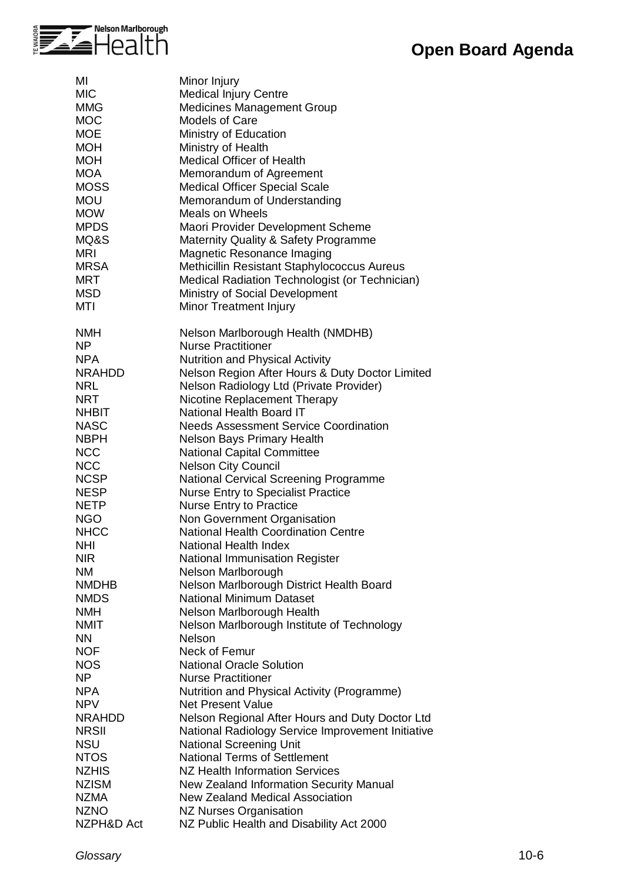| | |
|---|---|
| MI | Minor Injury |
| MIC | Medical Injury Centre |
| MMG | Medicines Management Group |
| MOC | Models of Care |
| MOE | Ministry of Education |
| MOH | Ministry of Health |
| MOH | Medical Officer of Health |
| MOA | Memorandum of Agreement |
| MOSS | Medical Officer Special Scale |
| MOU | Memorandum of Understanding |
| MOW | Meals on Wheels |
| MPDS | Maori Provider Development Scheme |
| MQ&S | Maternity Quality & Safety Programme |
| MRI | Magnetic Resonance Imaging |
| MRSA | Methicillin Resistant Staphylococcus Aureus |
| MRT | Medical Radiation Technologist (or Technician) |
| MSD | Ministry of Social Development |
| MTI | Minor Treatment Injury |
| | |
| NMH | Nelson Marlborough Health (NMDHB) |
| NP | Nurse Practitioner |
| NPA | Nutrition and Physical Activity |
| NRAHDD | Nelson Region After Hours & Duty Doctor Limited |
| NRL | Nelson Radiology Ltd (Private Provider) |
| NRT | Nicotine Replacement Therapy |
| NHBIT | National Health Board IT |
| NASC | Needs Assessment Service Coordination |
| NBPH | Nelson Bays Primary Health |
| NCC | National Capital Committee |
| NCC | Nelson City Council |
| NCSP | National Cervical Screening Programme |
| NESP | Nurse Entry to Specialist Practice |
| NETP | Nurse Entry to Practice |
| NGO | Non Government Organisation |
| NHCC | National Health Coordination Centre |
| NHI | National Health Index |
| NIR | National Immunisation Register |
| NM | Nelson Marlborough |
| NMDHB | Nelson Marlborough District Health Board |
| NMDS | National Minimum Dataset |
| NMH | Nelson Marlborough Health |
| NMIT | Nelson Marlborough Institute of Technology |
| NN | Nelson |
| NOF | Neck of Femur |
| NOS | National Oracle Solution |
| NP | Nurse Practitioner |
| NPA | Nutrition and Physical Activity (Programme) |
| NPV | Net Present Value |
| NRAHDD | Nelson Regional After Hours and Duty Doctor Ltd |
| NRSII | National Radiology Service Improvement Initiative |
| NSU | National Screening Unit |
| NTOS | National Terms of Settlement |
| NZHIS | NZ Health Information Services |
| NZISM | New Zealand Information Security Manual |
| NZMA | New Zealand Medical Association |
| NZNO | NZ Nurses Organisation |
| NZPH&D Act | NZ Public Health and Disability Act 2000 |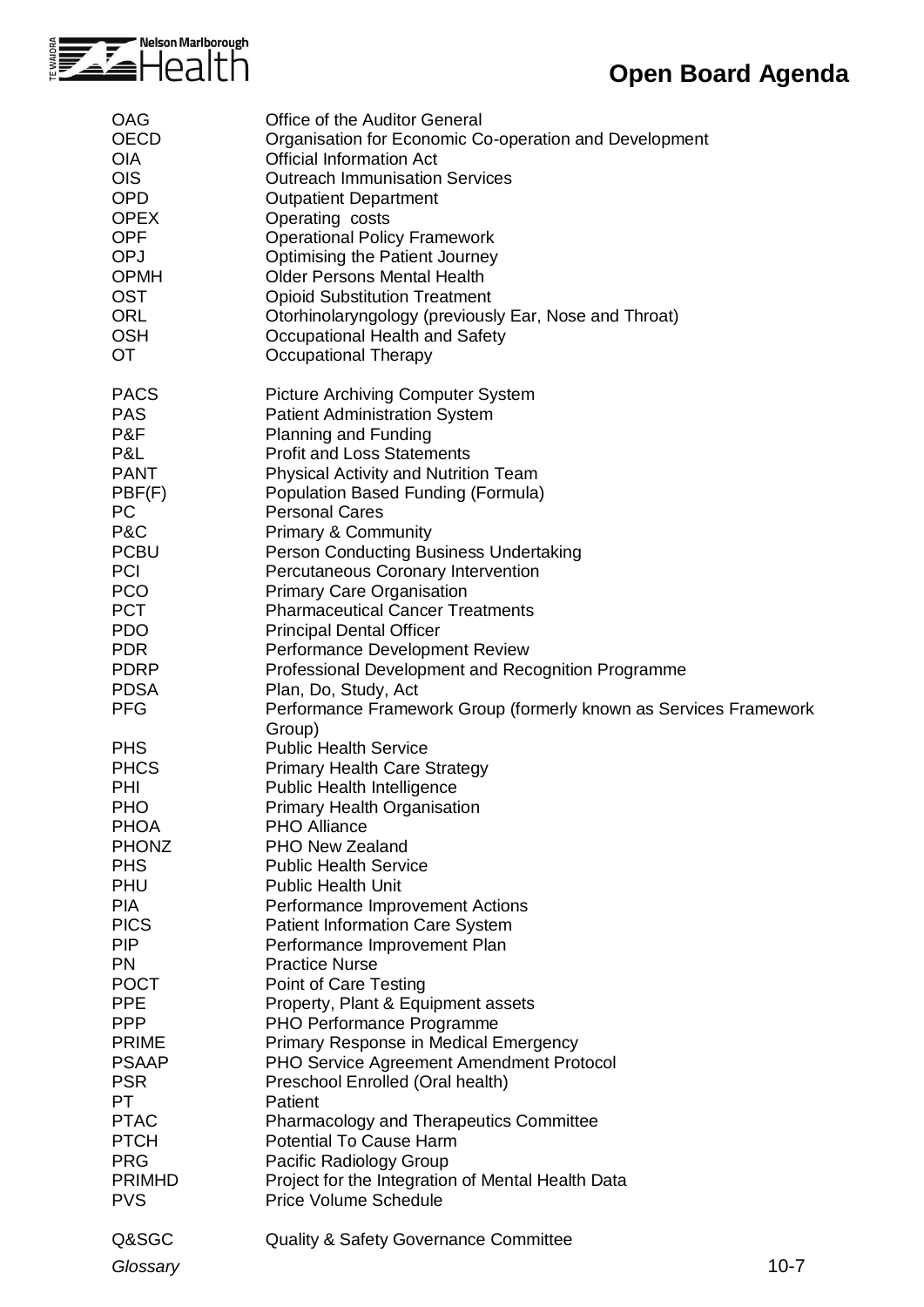| | |
|---|---|
| OAG | Office of the Auditor General |
| OECD | Organisation for Economic Co-operation and Development |
| OIA | Official Information Act |
| OIS | Outreach Immunisation Services |
| OPD | Outpatient Department |
| OPEX | Operating costs |
| OPF | Operational Policy Framework |
| OPJ | Optimising the Patient Journey |
| OPMH | Older Persons Mental Health |
| OST | Opioid Substitution Treatment |
| ORL | Otorhinolaryngology (previously Ear, Nose and Throat) |
| OSH | Occupational Health and Safety |
| OT | Occupational Therapy |
| PACS | Picture Archiving Computer System |
| PAS | Patient Administration System |
| P&F | Planning and Funding |
| P&L | Profit and Loss Statements |
| PANT | Physical Activity and Nutrition Team |
| PBF(F) | Population Based Funding (Formula) |
| PC | Personal Cares |
| P&C | Primary & Community |
| PCBU | Person Conducting Business Undertaking |
| PCI | Percutaneous Coronary Intervention |
| PCO | Primary Care Organisation |
| PCT | Pharmaceutical Cancer Treatments |
| PDO | Principal Dental Officer |
| PDR | Performance Development Review |
| PDRP | Professional Development and Recognition Programme |
| PDSA | Plan, Do, Study, Act |
| PFG | Performance Framework Group (formerly known as Services Framework Group) |
| PHS | Public Health Service |
| PHCS | Primary Health Care Strategy |
| PHI | Public Health Intelligence |
| PHO | Primary Health Organisation |
| PHOA | PHO Alliance |
| PHONZ | PHO New Zealand |
| PHS | Public Health Service |
| PHU | Public Health Unit |
| PIA | Performance Improvement Actions |
| PICS | Patient Information Care System |
| PIP | Performance Improvement Plan |
| PN | Practice Nurse |
| POCT | Point of Care Testing |
| PPE | Property, Plant & Equipment assets |
| PPP | PHO Performance Programme |
| PRIME | Primary Response in Medical Emergency |
| PSAAP | PHO Service Agreement Amendment Protocol |
| PSR | Preschool Enrolled (Oral health) |
| PT | Patient |
| PTAC | Pharmacology and Therapeutics Committee |
| PTCH | Potential To Cause Harm |
| PRG | Pacific Radiology Group |
| PRIMHD | Project for the Integration of Mental Health Data |
| PVS | Price Volume Schedule |
| Q&SGC | Quality & Safety Governance Committee |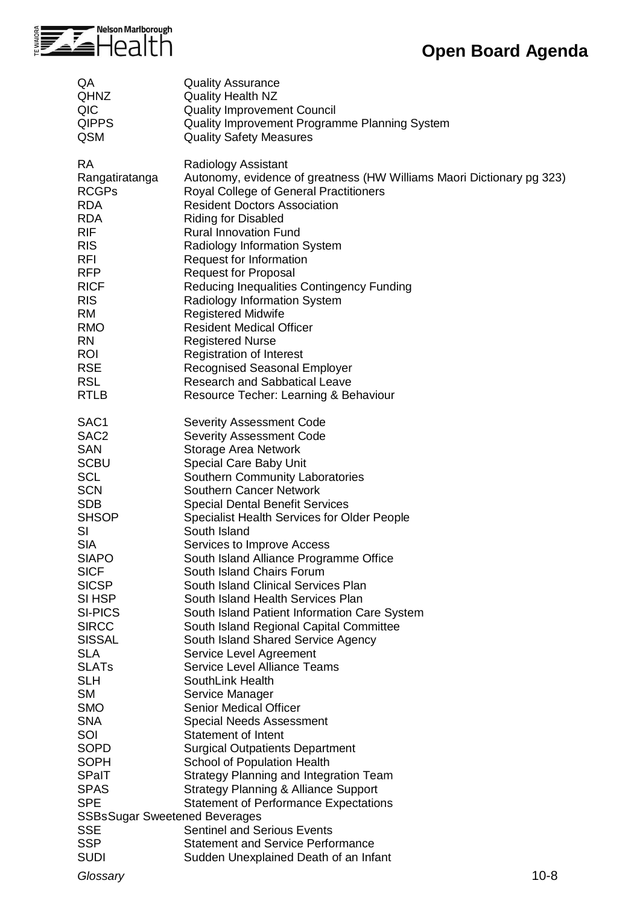| | |
|---|---|
| QA | Quality Assurance |
| QHNZ | Quality Health NZ |
| QIC | Quality Improvement Council |
| QIPPS | Quality Improvement Programme Planning System |
| QSM | Quality Safety Measures |
| | |
| RA | Radiology Assistant |
| Rangatiratanga | Autonomy, evidence of greatness (HW Williams Maori Dictionary pg 323) |
| RCGPs | Royal College of General Practitioners |
| RDA | Resident Doctors Association |
| RDA | Riding for Disabled |
| RIF | Rural Innovation Fund |
| RIS | Radiology Information System |
| RFI | Request for Information |
| RFP | Request for Proposal |
| RICF | Reducing Inequalities Contingency Funding |
| RIS | Radiology Information System |
| RM | Registered Midwife |
| RMO | Resident Medical Officer |
| RN | Registered Nurse |
| ROI | Registration of Interest |
| RSE | Recognised Seasonal Employer |
| RSL | Research and Sabbatical Leave |
| RTLB | Resource Techer: Learning & Behaviour |
| | |
| SAC1 | Severity Assessment Code |
| SAC2 | Severity Assessment Code |
| SAN | Storage Area Network |
| SCBU | Special Care Baby Unit |
| SCL | Southern Community Laboratories |
| SCN | Southern Cancer Network |
| SDB | Special Dental Benefit Services |
| SHSOP | Specialist Health Services for Older People |
| SI | South Island |
| SIA | Services to Improve Access |
| SIAPO | South Island Alliance Programme Office |
| SICF | South Island Chairs Forum |
| SICSP | South Island Clinical Services Plan |
| SI HSP | South Island Health Services Plan |
| SI-PICS | South Island Patient Information Care System |
| SIRCC | South Island Regional Capital Committee |
| SISSAL | South Island Shared Service Agency |
| SLA | Service Level Agreement |
| SLATs | Service Level Alliance Teams |
| SLH | SouthLink Health |
| SM | Service Manager |
| SMO | Senior Medical Officer |
| SNA | Special Needs Assessment |
| SOI | Statement of Intent |
| SOPD | Surgical Outpatients Department |
| SOPH | School of Population Health |
| SPaIT | Strategy Planning and Integration Team |
| SPAS | Strategy Planning & Alliance Support |
| SPE | Statement of Performance Expectations |
| SSBs | Sugar Sweetened Beverages |
| SSE | Sentinel and Serious Events |
| SSP | Statement and Service Performance |
| SUDI | Sudden Unexplained Death of an Infant |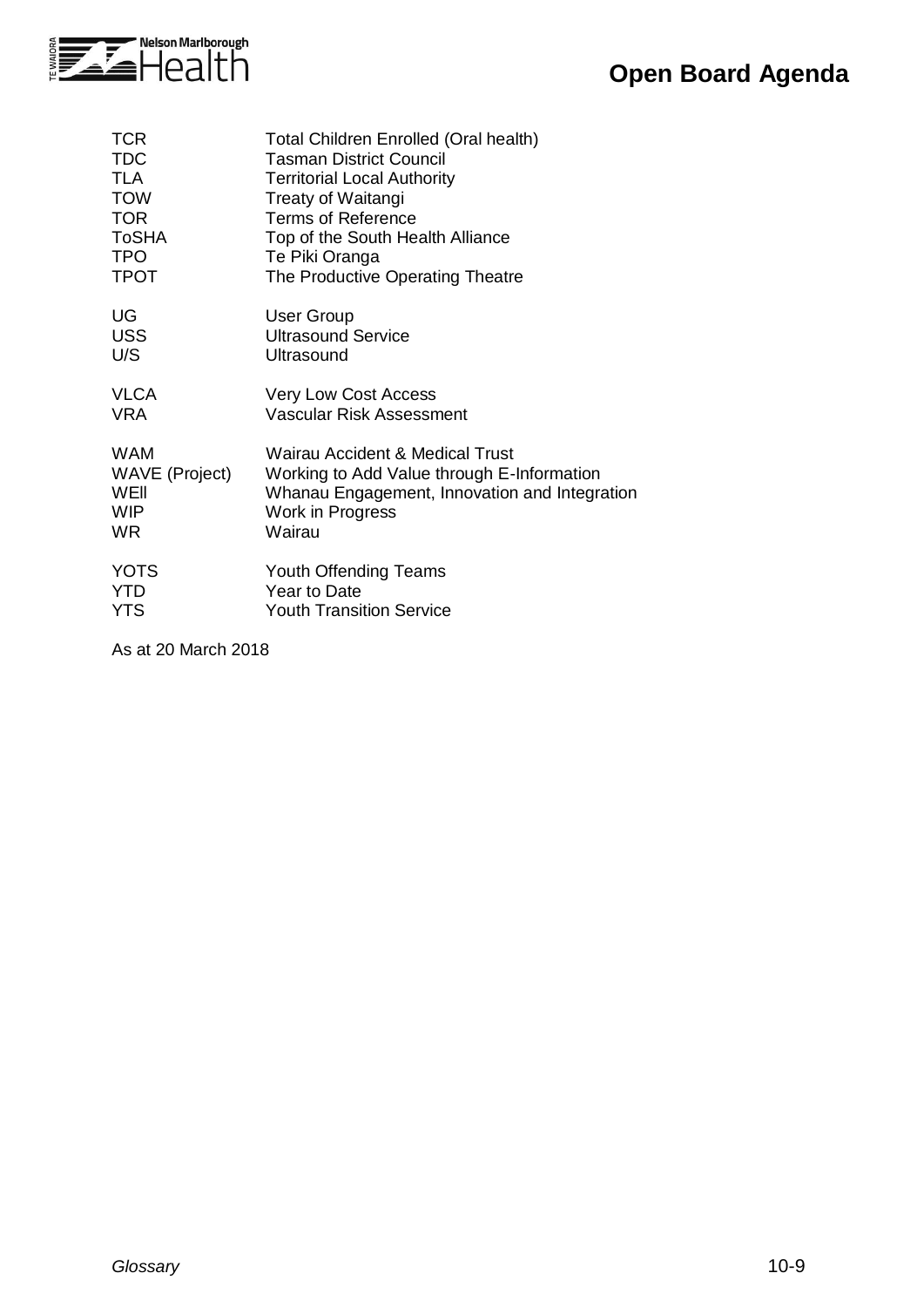| | |
|---|---|
| TCR | Total Children Enrolled (Oral health) |
| TDC | Tasman District Council |
| TLA | Territorial Local Authority |
| TOW | Treaty of Waitangi |
| TOR | Terms of Reference |
| ToSHA | Top of the South Health Alliance |
| TPO | Te Piki Oranga |
| TPOT | The Productive Operating Theatre |
| UG | User Group |
| USS | Ultrasound Service |
| U/S | Ultrasound |
| VLCA | Very Low Cost Access |
| VRA | Vascular Risk Assessment |
| WAM | Wairau Accident & Medical Trust |
| WAVE (Project) | Working to Add Value through E-Information |
| WEll | Whanau Engagement, Innovation and Integration |
| WIP | Work in Progress |
| WR | Wairau |
| YOTS | Youth Offending Teams |
| YTD | Year to Date |
| YTS | Youth Transition Service |

As at 20 March 2018